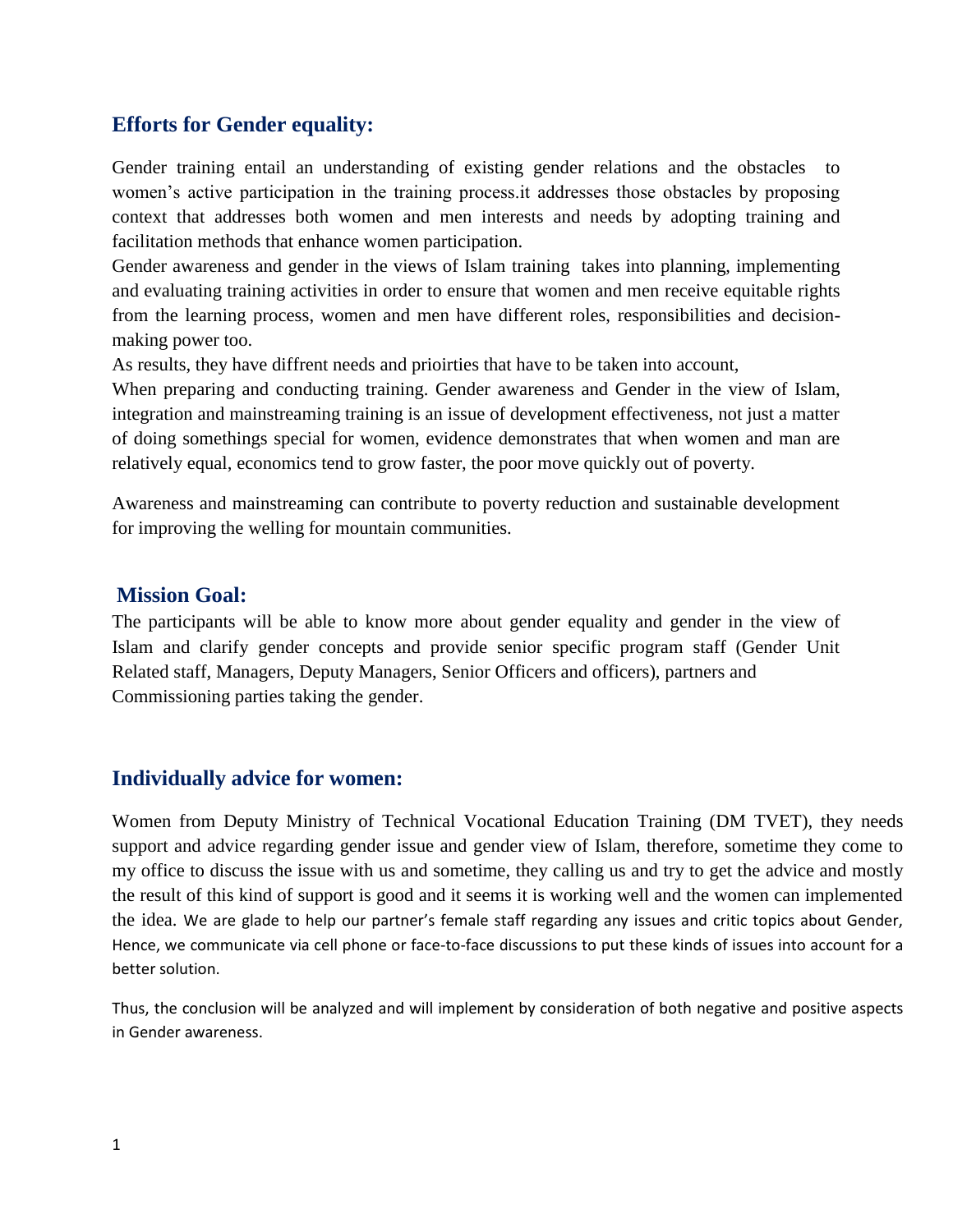## Efforts for Gender equality:

Gender training entail an understanding of existing gender relations and the obstacles to women's active participation in the training process.it addresses those obstacles by proposing context that addresses both women and men interests and needs by adopting training and facilitation methods that enhance women participation.

Gender awareness and gender in the views of Islam training takes into planning, implementing and evaluating training activities in order to ensure that women and men receive equitable rights from the learning process, women and men have different roles, responsibilities and decision-making power too.

As results, they have diffrent needs and prioirties that have to be taken into account,

When preparing and conducting training. Gender awareness and Gender in the view of Islam, integration and mainstreaming training is an issue of development effectiveness, not just a matter of doing somethings special for women, evidence demonstrates that when women and man are relatively equal, economics tend to grow faster, the poor move quickly out of poverty.

Awareness and mainstreaming can contribute to poverty reduction and sustainable development for improving the welling for mountain communities.

## Mission Goal:

The participants will be able to know more about gender equality and gender in the view of Islam and clarify gender concepts and provide senior specific program staff (Gender Unit Related staff, Managers, Deputy Managers, Senior Officers and officers), partners and Commissioning parties taking the gender.

## Individually advice for women:

Women from Deputy Ministry of Technical Vocational Education Training (DM TVET), they needs support and advice regarding gender issue and gender view of Islam, therefore, sometime they come to my office to discuss the issue with us and sometime, they calling us and try to get the advice and mostly the result of this kind of support is good and it seems it is working well and the women can implemented the idea. We are glade to help our partner's female staff regarding any issues and critic topics about Gender, Hence, we communicate via cell phone or face-to-face discussions to put these kinds of issues into account for a better solution.

Thus, the conclusion will be analyzed and will implement by consideration of both negative and positive aspects in Gender awareness.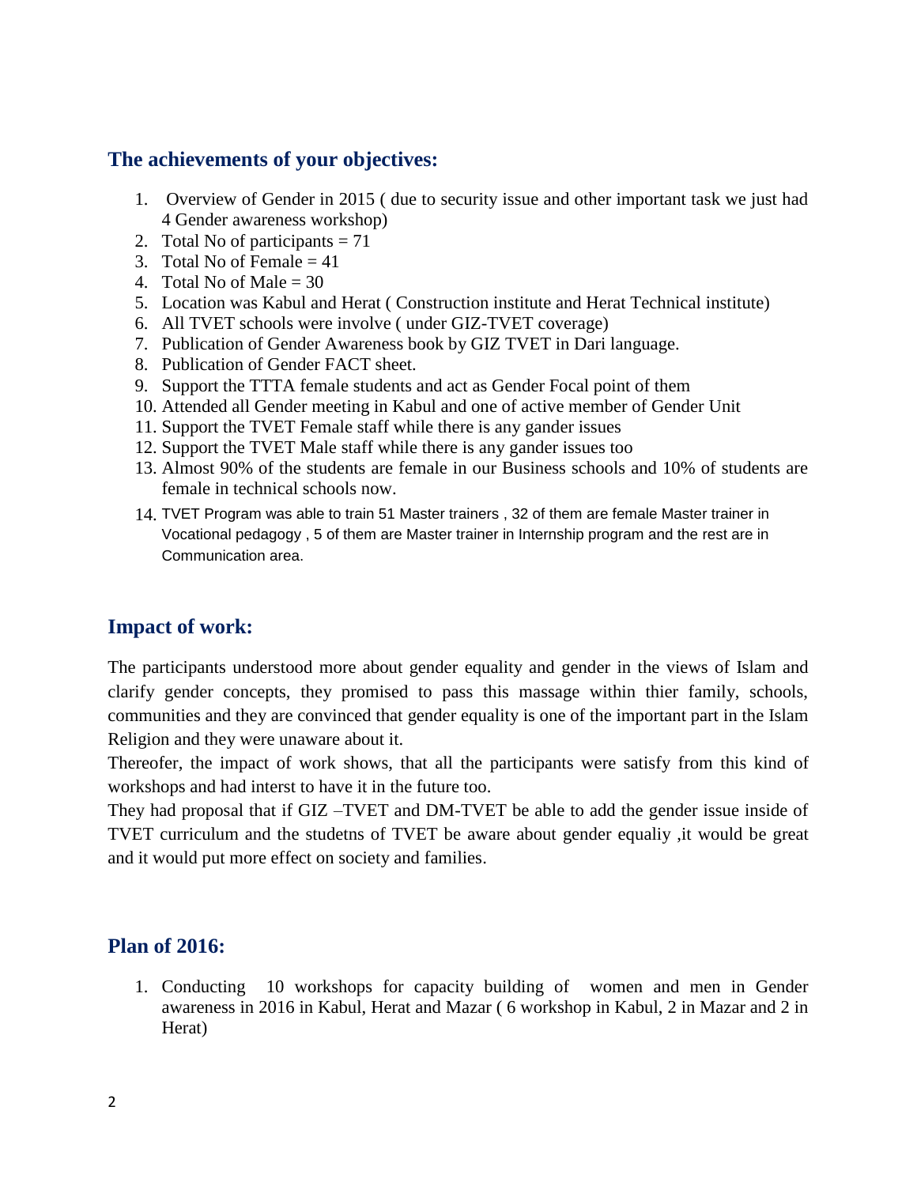## The achievements of your objectives:

1. Overview of Gender in 2015 ( due to security issue and other important task we just had 4 Gender awareness workshop)
2. Total No of participants = 71
3. Total No of Female = 41
4. Total No of Male = 30
5. Location was Kabul and Herat ( Construction institute and Herat Technical institute)
6. All TVET schools were involve ( under GIZ-TVET coverage)
7. Publication of Gender Awareness book by GIZ TVET in Dari language.
8. Publication of Gender FACT sheet.
9. Support the TTTA female students and act as Gender Focal point of them
10. Attended all Gender meeting in Kabul and one of active member of Gender Unit
11. Support the TVET Female staff while there is any gander issues
12. Support the TVET Male staff while there is any gander issues too
13. Almost 90% of the students are female in our Business schools and 10% of students are female in technical schools now.
14. TVET Program was able to train 51 Master trainers , 32 of them are female Master trainer in Vocational pedagogy , 5 of them are Master trainer in Internship program and the rest are in Communication area.

## Impact of work:

The participants understood more about gender equality and gender in the views of Islam and clarify gender concepts, they promised to pass this massage within thier family, schools, communities and they are convinced that gender equality is one of the important part in the Islam Religion and they were unaware about it.

Thereofer, the impact of work shows, that all the participants were satisfy from this kind of workshops and had interst to have it in the future too.

They had proposal that if GIZ –TVET and DM-TVET be able to add the gender issue inside of TVET curriculum and the studetns of TVET be aware about gender equaliy ,it would be great and it would put more effect on society and families.

## Plan of 2016:

1. Conducting 10 workshops for capacity building of women and men in Gender awareness in 2016 in Kabul, Herat and Mazar ( 6 workshop in Kabul, 2 in Mazar and 2 in Herat)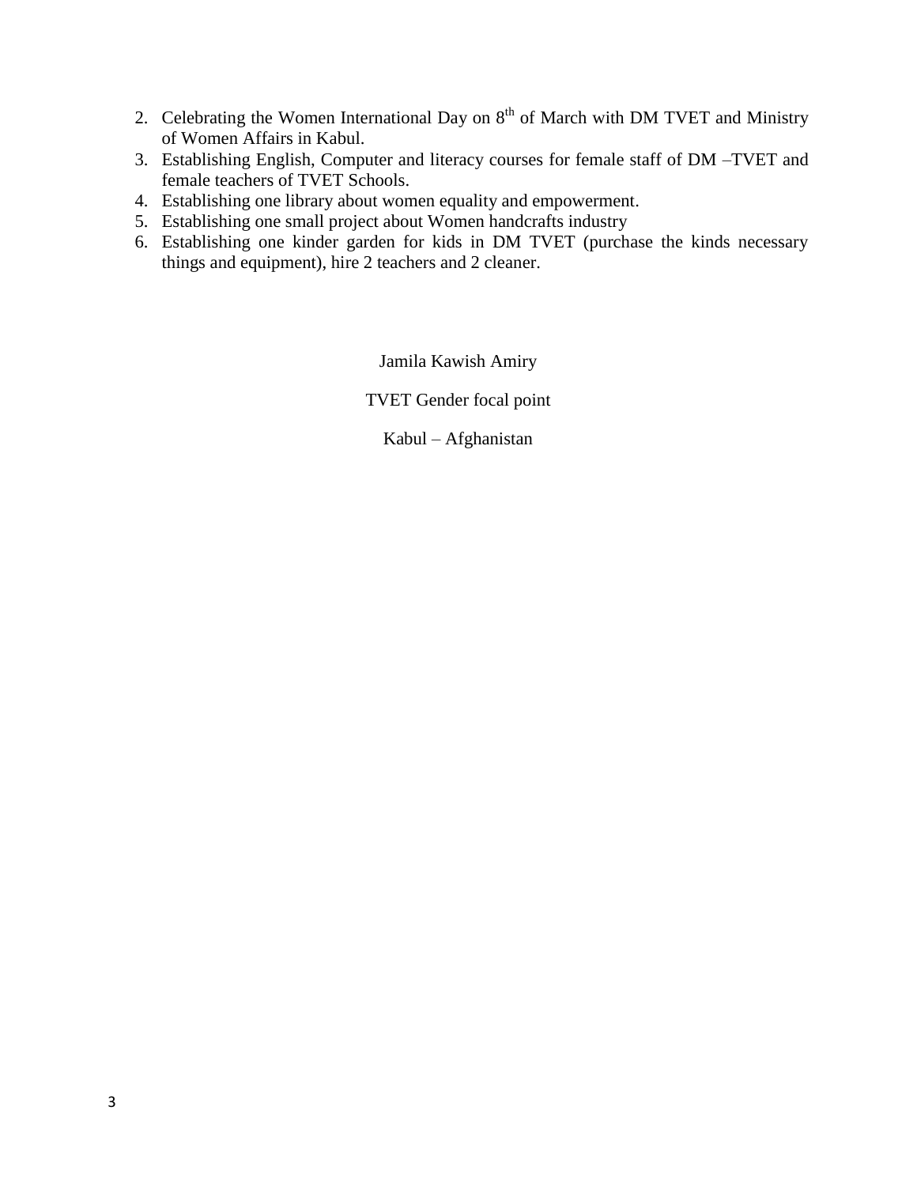2. Celebrating the Women International Day on 8th of March with DM TVET and Ministry of Women Affairs in Kabul.
3. Establishing English, Computer and literacy courses for female staff of DM –TVET and female teachers of TVET Schools.
4. Establishing one library about women equality and empowerment.
5. Establishing one small project about Women handcrafts industry
6. Establishing one kinder garden for kids in DM TVET (purchase the kinds necessary things and equipment), hire 2 teachers and 2 cleaner.

Jamila Kawish Amiry

TVET Gender focal point

Kabul – Afghanistan